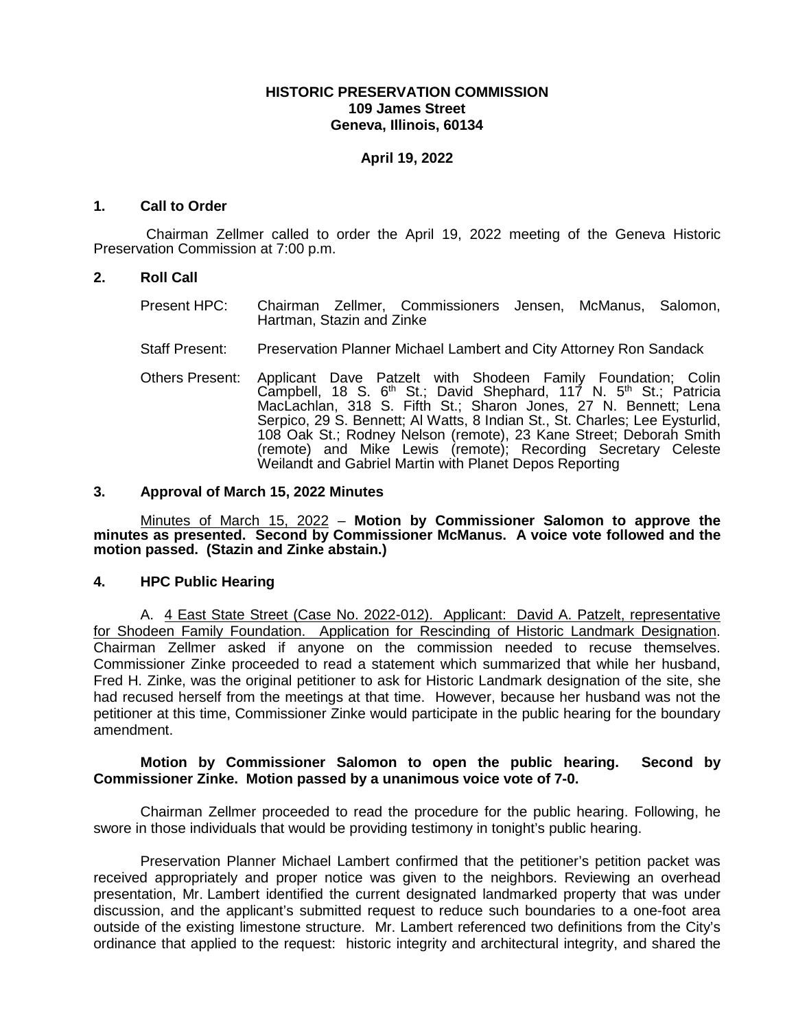**HISTORIC PRESERVATION COMMISSION**
**109 James Street**
**Geneva, Illinois, 60134**

**April 19, 2022**

## 1. Call to Order

Chairman Zellmer called to order the April 19, 2022 meeting of the Geneva Historic Preservation Commission at 7:00 p.m.

## 2. Roll Call

Present HPC: Chairman Zellmer, Commissioners Jensen, McManus, Salomon, Hartman, Stazin and Zinke

Staff Present: Preservation Planner Michael Lambert and City Attorney Ron Sandack

Others Present: Applicant Dave Patzelt with Shodeen Family Foundation; Colin Campbell, 18 S. 6th St.; David Shephard, 117 N. 5th St.; Patricia MacLachlan, 318 S. Fifth St.; Sharon Jones, 27 N. Bennett; Lena Serpico, 29 S. Bennett; Al Watts, 8 Indian St., St. Charles; Lee Eysturlid, 108 Oak St.; Rodney Nelson (remote), 23 Kane Street; Deborah Smith (remote) and Mike Lewis (remote); Recording Secretary Celeste Weilandt and Gabriel Martin with Planet Depos Reporting

## 3. Approval of March 15, 2022 Minutes

Minutes of March 15, 2022 – **Motion by Commissioner Salomon to approve the minutes as presented. Second by Commissioner McManus. A voice vote followed and the motion passed. (Stazin and Zinke abstain.)**

## 4. HPC Public Hearing

A. 4 East State Street (Case No. 2022-012). Applicant: David A. Patzelt, representative for Shodeen Family Foundation. Application for Rescinding of Historic Landmark Designation. Chairman Zellmer asked if anyone on the commission needed to recuse themselves. Commissioner Zinke proceeded to read a statement which summarized that while her husband, Fred H. Zinke, was the original petitioner to ask for Historic Landmark designation of the site, she had recused herself from the meetings at that time. However, because her husband was not the petitioner at this time, Commissioner Zinke would participate in the public hearing for the boundary amendment.

**Motion by Commissioner Salomon to open the public hearing. Second by Commissioner Zinke. Motion passed by a unanimous voice vote of 7-0.**

Chairman Zellmer proceeded to read the procedure for the public hearing. Following, he swore in those individuals that would be providing testimony in tonight's public hearing.

Preservation Planner Michael Lambert confirmed that the petitioner's petition packet was received appropriately and proper notice was given to the neighbors. Reviewing an overhead presentation, Mr. Lambert identified the current designated landmarked property that was under discussion, and the applicant's submitted request to reduce such boundaries to a one-foot area outside of the existing limestone structure. Mr. Lambert referenced two definitions from the City's ordinance that applied to the request: historic integrity and architectural integrity, and shared the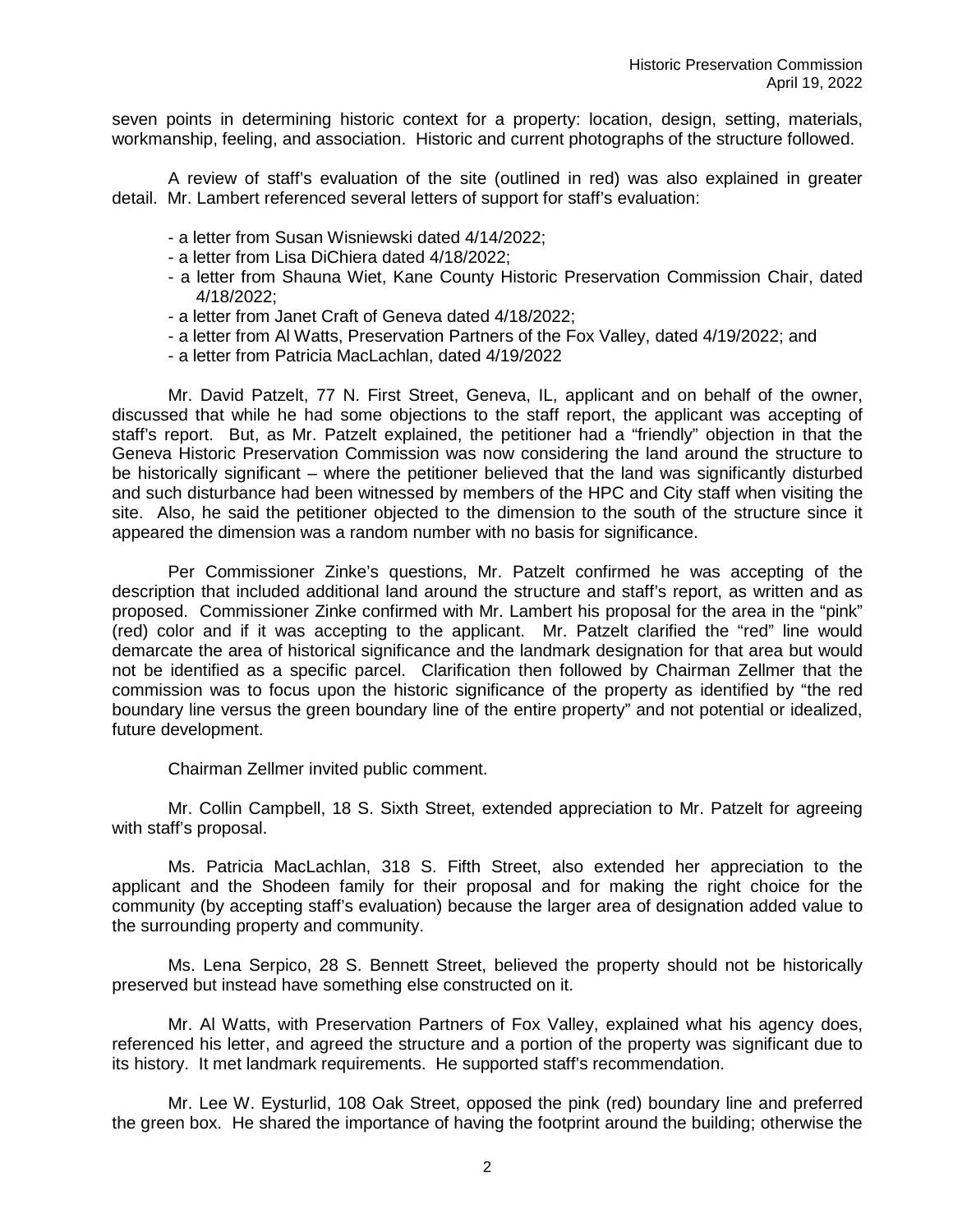seven points in determining historic context for a property: location, design, setting, materials, workmanship, feeling, and association. Historic and current photographs of the structure followed.

A review of staff's evaluation of the site (outlined in red) was also explained in greater detail. Mr. Lambert referenced several letters of support for staff's evaluation:

- a letter from Susan Wisniewski dated 4/14/2022;
- a letter from Lisa DiChiera dated 4/18/2022;
- a letter from Shauna Wiet, Kane County Historic Preservation Commission Chair, dated 4/18/2022;
- a letter from Janet Craft of Geneva dated 4/18/2022;
- a letter from Al Watts, Preservation Partners of the Fox Valley, dated 4/19/2022; and
- a letter from Patricia MacLachlan, dated 4/19/2022

Mr. David Patzelt, 77 N. First Street, Geneva, IL, applicant and on behalf of the owner, discussed that while he had some objections to the staff report, the applicant was accepting of staff's report. But, as Mr. Patzelt explained, the petitioner had a "friendly" objection in that the Geneva Historic Preservation Commission was now considering the land around the structure to be historically significant – where the petitioner believed that the land was significantly disturbed and such disturbance had been witnessed by members of the HPC and City staff when visiting the site. Also, he said the petitioner objected to the dimension to the south of the structure since it appeared the dimension was a random number with no basis for significance.

Per Commissioner Zinke's questions, Mr. Patzelt confirmed he was accepting of the description that included additional land around the structure and staff's report, as written and as proposed. Commissioner Zinke confirmed with Mr. Lambert his proposal for the area in the "pink" (red) color and if it was accepting to the applicant. Mr. Patzelt clarified the "red" line would demarcate the area of historical significance and the landmark designation for that area but would not be identified as a specific parcel. Clarification then followed by Chairman Zellmer that the commission was to focus upon the historic significance of the property as identified by "the red boundary line versus the green boundary line of the entire property" and not potential or idealized, future development.

Chairman Zellmer invited public comment.

Mr. Collin Campbell, 18 S. Sixth Street, extended appreciation to Mr. Patzelt for agreeing with staff's proposal.

Ms. Patricia MacLachlan, 318 S. Fifth Street, also extended her appreciation to the applicant and the Shodeen family for their proposal and for making the right choice for the community (by accepting staff's evaluation) because the larger area of designation added value to the surrounding property and community.

Ms. Lena Serpico, 28 S. Bennett Street, believed the property should not be historically preserved but instead have something else constructed on it.

Mr. Al Watts, with Preservation Partners of Fox Valley, explained what his agency does, referenced his letter, and agreed the structure and a portion of the property was significant due to its history. It met landmark requirements. He supported staff's recommendation.

Mr. Lee W. Eysturlid, 108 Oak Street, opposed the pink (red) boundary line and preferred the green box. He shared the importance of having the footprint around the building; otherwise the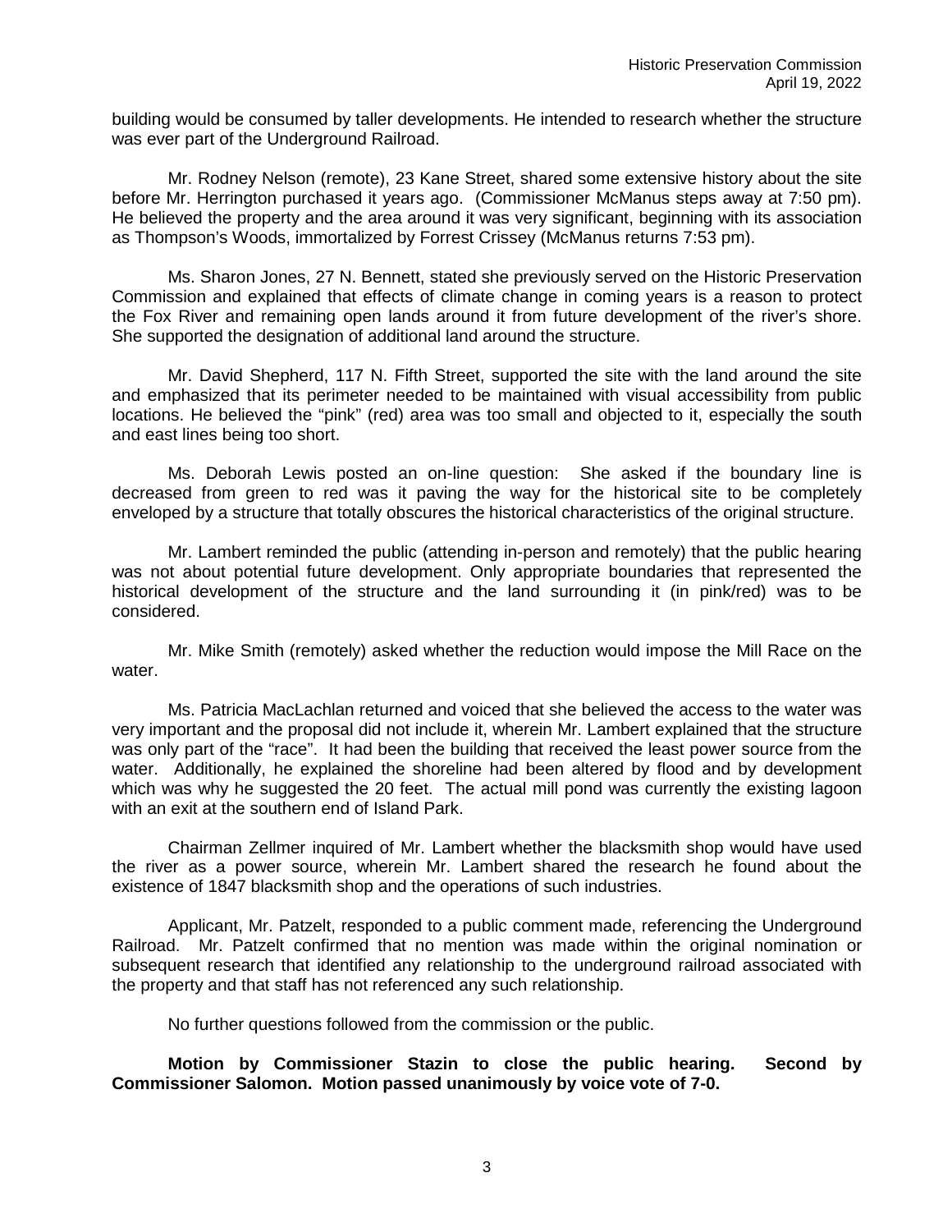building would be consumed by taller developments. He intended to research whether the structure was ever part of the Underground Railroad.

Mr. Rodney Nelson (remote), 23 Kane Street, shared some extensive history about the site before Mr. Herrington purchased it years ago. (Commissioner McManus steps away at 7:50 pm). He believed the property and the area around it was very significant, beginning with its association as Thompson's Woods, immortalized by Forrest Crissey (McManus returns 7:53 pm).

Ms. Sharon Jones, 27 N. Bennett, stated she previously served on the Historic Preservation Commission and explained that effects of climate change in coming years is a reason to protect the Fox River and remaining open lands around it from future development of the river's shore. She supported the designation of additional land around the structure.

Mr. David Shepherd, 117 N. Fifth Street, supported the site with the land around the site and emphasized that its perimeter needed to be maintained with visual accessibility from public locations. He believed the "pink" (red) area was too small and objected to it, especially the south and east lines being too short.

Ms. Deborah Lewis posted an on-line question: She asked if the boundary line is decreased from green to red was it paving the way for the historical site to be completely enveloped by a structure that totally obscures the historical characteristics of the original structure.

Mr. Lambert reminded the public (attending in-person and remotely) that the public hearing was not about potential future development. Only appropriate boundaries that represented the historical development of the structure and the land surrounding it (in pink/red) was to be considered.

Mr. Mike Smith (remotely) asked whether the reduction would impose the Mill Race on the water.

Ms. Patricia MacLachlan returned and voiced that she believed the access to the water was very important and the proposal did not include it, wherein Mr. Lambert explained that the structure was only part of the "race". It had been the building that received the least power source from the water. Additionally, he explained the shoreline had been altered by flood and by development which was why he suggested the 20 feet. The actual mill pond was currently the existing lagoon with an exit at the southern end of Island Park.

Chairman Zellmer inquired of Mr. Lambert whether the blacksmith shop would have used the river as a power source, wherein Mr. Lambert shared the research he found about the existence of 1847 blacksmith shop and the operations of such industries.

Applicant, Mr. Patzelt, responded to a public comment made, referencing the Underground Railroad. Mr. Patzelt confirmed that no mention was made within the original nomination or subsequent research that identified any relationship to the underground railroad associated with the property and that staff has not referenced any such relationship.

No further questions followed from the commission or the public.

**Motion by Commissioner Stazin to close the public hearing. Second by Commissioner Salomon. Motion passed unanimously by voice vote of 7-0.**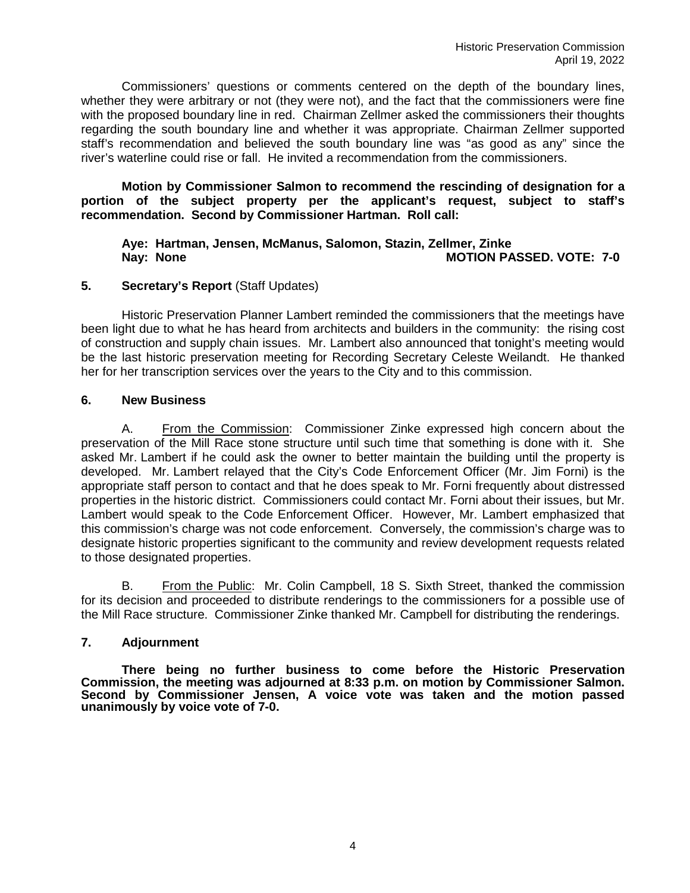Commissioners' questions or comments centered on the depth of the boundary lines, whether they were arbitrary or not (they were not), and the fact that the commissioners were fine with the proposed boundary line in red. Chairman Zellmer asked the commissioners their thoughts regarding the south boundary line and whether it was appropriate. Chairman Zellmer supported staff's recommendation and believed the south boundary line was "as good as any" since the river's waterline could rise or fall. He invited a recommendation from the commissioners.

**Motion by Commissioner Salmon to recommend the rescinding of designation for a portion of the subject property per the applicant's request, subject to staff's recommendation. Second by Commissioner Hartman. Roll call:**

**Aye: Hartman, Jensen, McManus, Salomon, Stazin, Zellmer, Zinke**
**Nay: None MOTION PASSED. VOTE: 7-0**

## 5. Secretary's Report (Staff Updates)

Historic Preservation Planner Lambert reminded the commissioners that the meetings have been light due to what he has heard from architects and builders in the community: the rising cost of construction and supply chain issues. Mr. Lambert also announced that tonight's meeting would be the last historic preservation meeting for Recording Secretary Celeste Weilandt. He thanked her for her transcription services over the years to the City and to this commission.

## 6. New Business

A. From the Commission: Commissioner Zinke expressed high concern about the preservation of the Mill Race stone structure until such time that something is done with it. She asked Mr. Lambert if he could ask the owner to better maintain the building until the property is developed. Mr. Lambert relayed that the City's Code Enforcement Officer (Mr. Jim Forni) is the appropriate staff person to contact and that he does speak to Mr. Forni frequently about distressed properties in the historic district. Commissioners could contact Mr. Forni about their issues, but Mr. Lambert would speak to the Code Enforcement Officer. However, Mr. Lambert emphasized that this commission's charge was not code enforcement. Conversely, the commission's charge was to designate historic properties significant to the community and review development requests related to those designated properties.

B. From the Public: Mr. Colin Campbell, 18 S. Sixth Street, thanked the commission for its decision and proceeded to distribute renderings to the commissioners for a possible use of the Mill Race structure. Commissioner Zinke thanked Mr. Campbell for distributing the renderings.

## 7. Adjournment

**There being no further business to come before the Historic Preservation Commission, the meeting was adjourned at 8:33 p.m. on motion by Commissioner Salmon. Second by Commissioner Jensen, A voice vote was taken and the motion passed unanimously by voice vote of 7-0.**